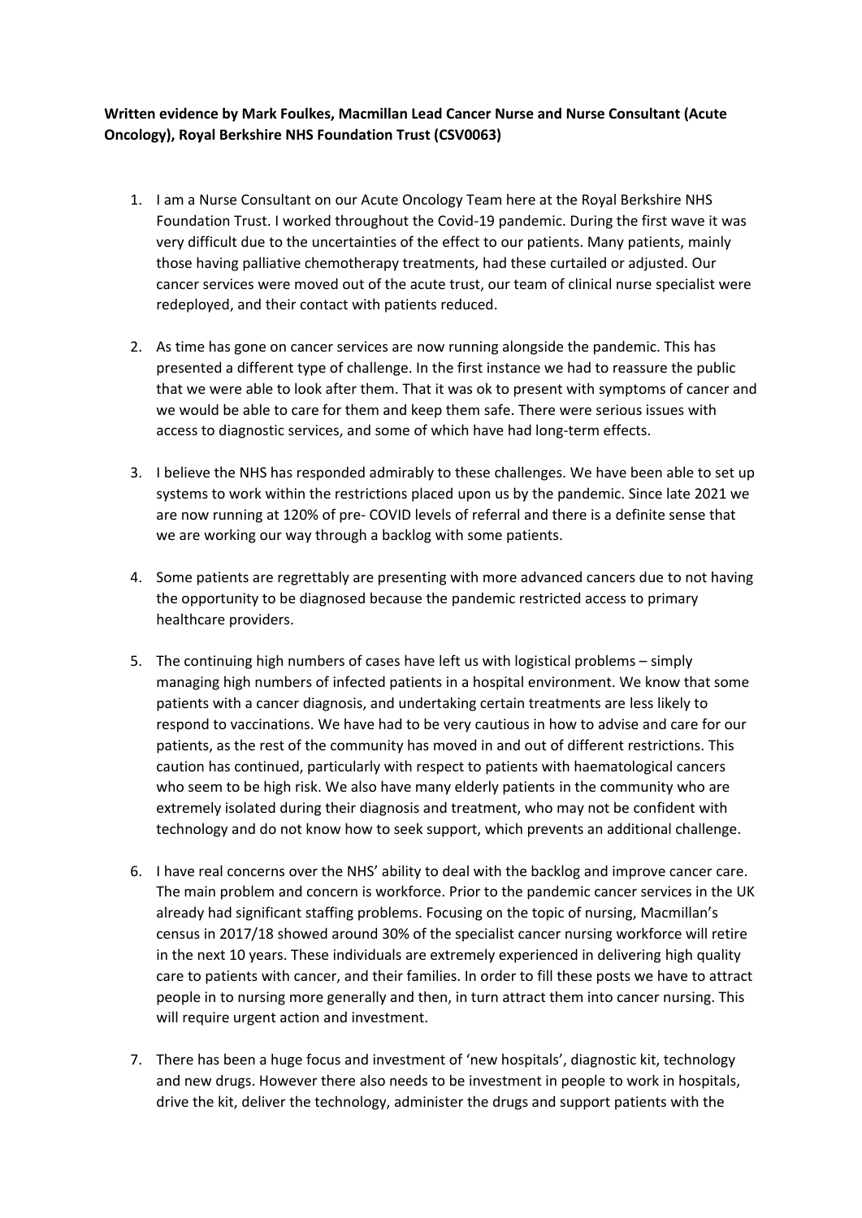**Written evidence by Mark Foulkes, Macmillan Lead Cancer Nurse and Nurse Consultant (Acute Oncology), Royal Berkshire NHS Foundation Trust (CSV0063)**

1. I am a Nurse Consultant on our Acute Oncology Team here at the Royal Berkshire NHS Foundation Trust. I worked throughout the Covid-19 pandemic. During the first wave it was very difficult due to the uncertainties of the effect to our patients. Many patients, mainly those having palliative chemotherapy treatments, had these curtailed or adjusted. Our cancer services were moved out of the acute trust, our team of clinical nurse specialist were redeployed, and their contact with patients reduced.

2. As time has gone on cancer services are now running alongside the pandemic. This has presented a different type of challenge. In the first instance we had to reassure the public that we were able to look after them. That it was ok to present with symptoms of cancer and we would be able to care for them and keep them safe. There were serious issues with access to diagnostic services, and some of which have had long-term effects.

3. I believe the NHS has responded admirably to these challenges. We have been able to set up systems to work within the restrictions placed upon us by the pandemic. Since late 2021 we are now running at 120% of pre- COVID levels of referral and there is a definite sense that we are working our way through a backlog with some patients.

4. Some patients are regrettably are presenting with more advanced cancers due to not having the opportunity to be diagnosed because the pandemic restricted access to primary healthcare providers.

5. The continuing high numbers of cases have left us with logistical problems – simply managing high numbers of infected patients in a hospital environment. We know that some patients with a cancer diagnosis, and undertaking certain treatments are less likely to respond to vaccinations. We have had to be very cautious in how to advise and care for our patients, as the rest of the community has moved in and out of different restrictions. This caution has continued, particularly with respect to patients with haematological cancers who seem to be high risk. We also have many elderly patients in the community who are extremely isolated during their diagnosis and treatment, who may not be confident with technology and do not know how to seek support, which prevents an additional challenge.

6. I have real concerns over the NHS' ability to deal with the backlog and improve cancer care. The main problem and concern is workforce. Prior to the pandemic cancer services in the UK already had significant staffing problems. Focusing on the topic of nursing, Macmillan's census in 2017/18 showed around 30% of the specialist cancer nursing workforce will retire in the next 10 years. These individuals are extremely experienced in delivering high quality care to patients with cancer, and their families. In order to fill these posts we have to attract people in to nursing more generally and then, in turn attract them into cancer nursing. This will require urgent action and investment.

7. There has been a huge focus and investment of 'new hospitals', diagnostic kit, technology and new drugs. However there also needs to be investment in people to work in hospitals, drive the kit, deliver the technology, administer the drugs and support patients with the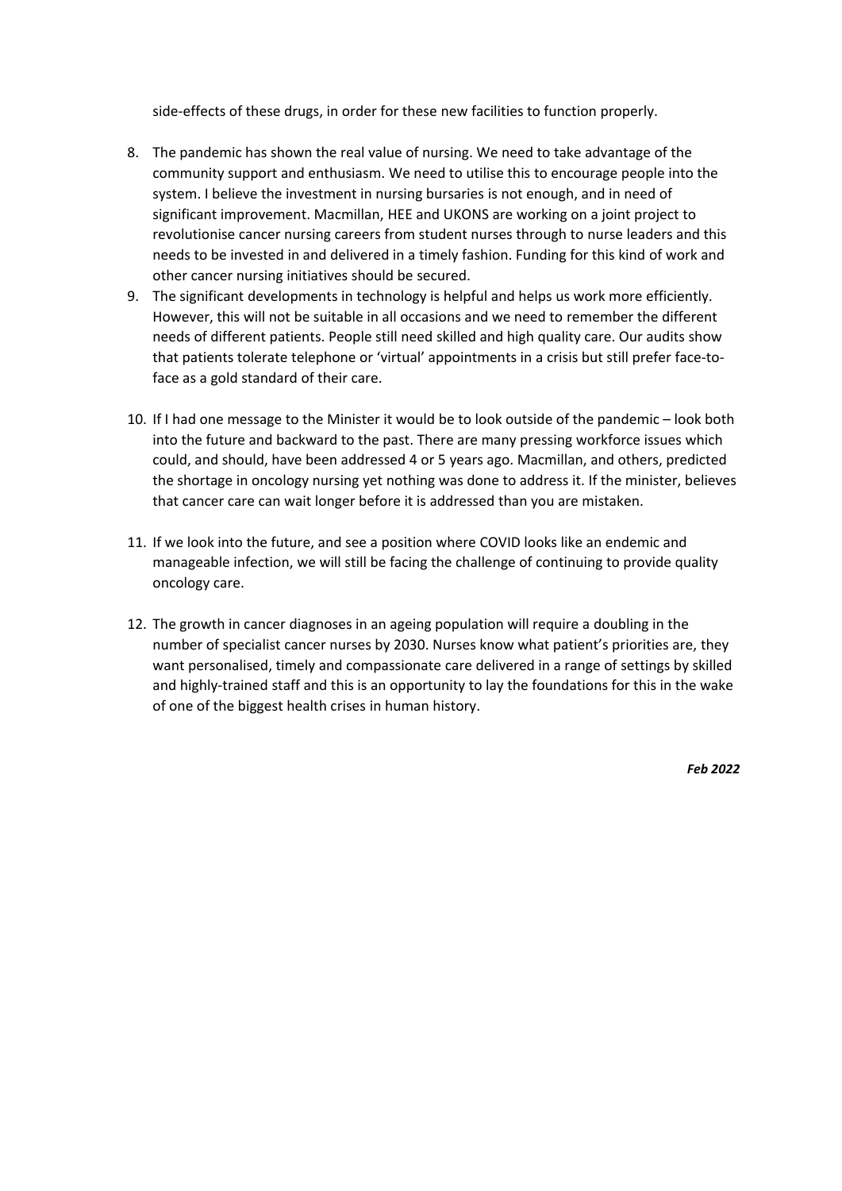side-effects of these drugs, in order for these new facilities to function properly.

8. The pandemic has shown the real value of nursing. We need to take advantage of the community support and enthusiasm. We need to utilise this to encourage people into the system. I believe the investment in nursing bursaries is not enough, and in need of significant improvement. Macmillan, HEE and UKONS are working on a joint project to revolutionise cancer nursing careers from student nurses through to nurse leaders and this needs to be invested in and delivered in a timely fashion. Funding for this kind of work and other cancer nursing initiatives should be secured.
9. The significant developments in technology is helpful and helps us work more efficiently. However, this will not be suitable in all occasions and we need to remember the different needs of different patients. People still need skilled and high quality care. Our audits show that patients tolerate telephone or 'virtual' appointments in a crisis but still prefer face-to-face as a gold standard of their care.
10. If I had one message to the Minister it would be to look outside of the pandemic – look both into the future and backward to the past. There are many pressing workforce issues which could, and should, have been addressed 4 or 5 years ago. Macmillan, and others, predicted the shortage in oncology nursing yet nothing was done to address it. If the minister, believes that cancer care can wait longer before it is addressed than you are mistaken.
11. If we look into the future, and see a position where COVID looks like an endemic and manageable infection, we will still be facing the challenge of continuing to provide quality oncology care.
12. The growth in cancer diagnoses in an ageing population will require a doubling in the number of specialist cancer nurses by 2030. Nurses know what patient's priorities are, they want personalised, timely and compassionate care delivered in a range of settings by skilled and highly-trained staff and this is an opportunity to lay the foundations for this in the wake of one of the biggest health crises in human history.

***Feb 2022***